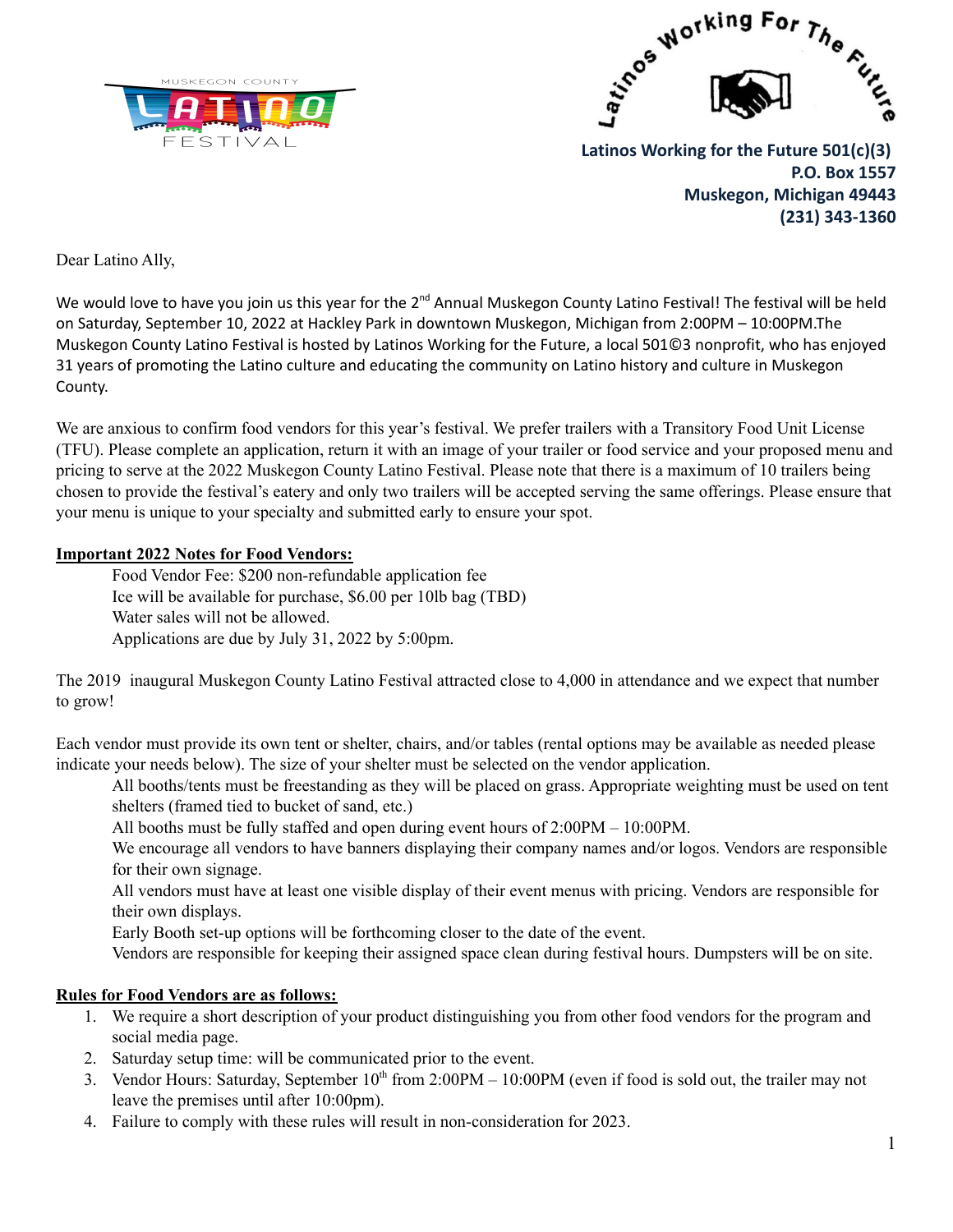MUSKEGON COUNTY LATINO FESTIVAL

Latinos Working For The Future

**Latinos Working for the Future 501(c)(3)**
**P.O. Box 1557**
**Muskegon, Michigan 49443**
**(231) 343-1360**

Dear Latino Ally,

We would love to have you join us this year for the 2nd Annual Muskegon County Latino Festival! The festival will be held on Saturday, September 10, 2022 at Hackley Park in downtown Muskegon, Michigan from 2:00PM – 10:00PM.The Muskegon County Latino Festival is hosted by Latinos Working for the Future, a local 501©3 nonprofit, who has enjoyed 31 years of promoting the Latino culture and educating the community on Latino history and culture in Muskegon County.

We are anxious to confirm food vendors for this year's festival. We prefer trailers with a Transitory Food Unit License (TFU). Please complete an application, return it with an image of your trailer or food service and your proposed menu and pricing to serve at the 2022 Muskegon County Latino Festival. Please note that there is a maximum of 10 trailers being chosen to provide the festival's eatery and only two trailers will be accepted serving the same offerings. Please ensure that your menu is unique to your specialty and submitted early to ensure your spot.

**Important 2022 Notes for Food Vendors:**

Food Vendor Fee: $200 non-refundable application fee
Ice will be available for purchase, $6.00 per 10lb bag (TBD)
Water sales will not be allowed.
Applications are due by July 31, 2022 by 5:00pm.

The 2019 inaugural Muskegon County Latino Festival attracted close to 4,000 in attendance and we expect that number to grow!

Each vendor must provide its own tent or shelter, chairs, and/or tables (rental options may be available as needed please indicate your needs below). The size of your shelter must be selected on the vendor application.

All booths/tents must be freestanding as they will be placed on grass. Appropriate weighting must be used on tent shelters (framed tied to bucket of sand, etc.)
All booths must be fully staffed and open during event hours of 2:00PM – 10:00PM.
We encourage all vendors to have banners displaying their company names and/or logos. Vendors are responsible for their own signage.
All vendors must have at least one visible display of their event menus with pricing. Vendors are responsible for their own displays.
Early Booth set-up options will be forthcoming closer to the date of the event.
Vendors are responsible for keeping their assigned space clean during festival hours. Dumpsters will be on site.

**Rules for Food Vendors are as follows:**

1. We require a short description of your product distinguishing you from other food vendors for the program and social media page.
2. Saturday setup time: will be communicated prior to the event.
3. Vendor Hours: Saturday, September 10th from 2:00PM – 10:00PM (even if food is sold out, the trailer may not leave the premises until after 10:00pm).
4. Failure to comply with these rules will result in non-consideration for 2023.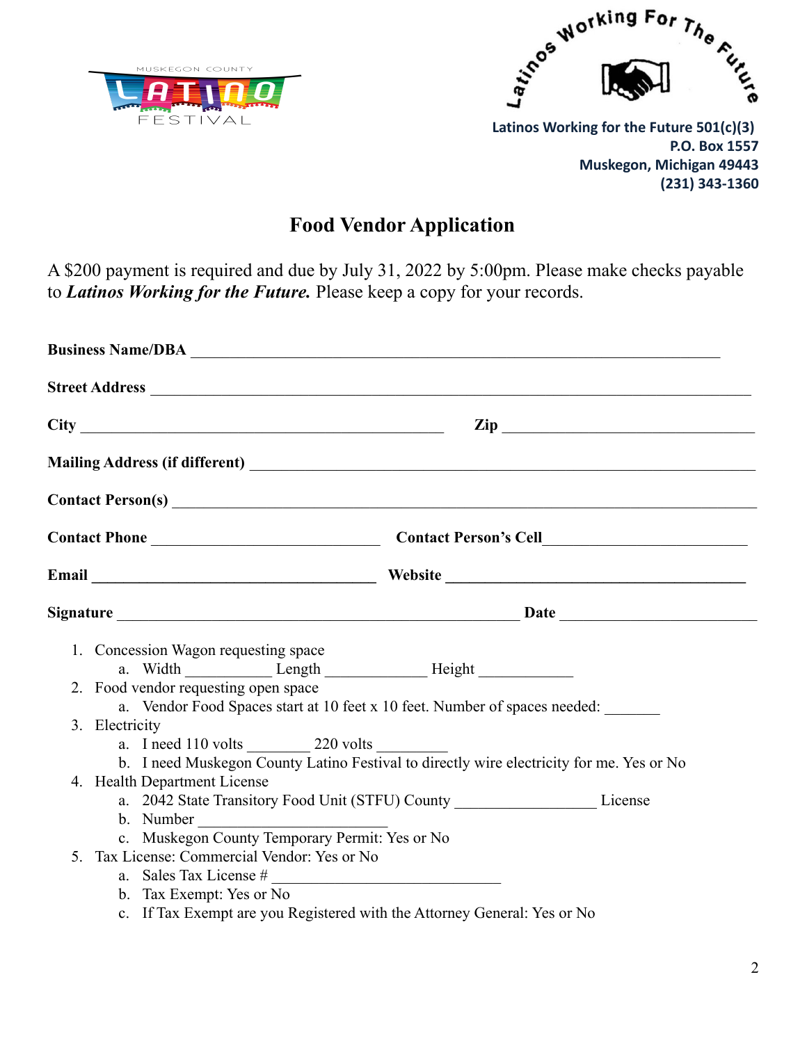MUSKEGON COUNTY LATINO FESTIVAL

Latinos Working For The Future

**Latinos Working for the Future 501(c)(3)**
**P.O. Box 1557**
**Muskegon, Michigan 49443**
**(231) 343-1360**

# Food Vendor Application

A $200 payment is required and due by July 31, 2022 by 5:00pm. Please make checks payable to ***Latinos Working for the Future.*** Please keep a copy for your records.

**Business Name/DBA** ____________________________________________

**Street Address** ____________________________________________

**City** ______________________________ **Zip** ____________________

**Mailing Address (if different)** ____________________________________________

**Contact Person(s)** ____________________________________________

**Contact Phone** ____________________ **Contact Person's Cell** ____________________

**Email** ____________________ **Website** ____________________

**Signature** ______________________________ **Date** ____________________

1. Concession Wagon requesting space
   a. Width ___________ Length _____________ Height ____________
2. Food vendor requesting open space
   a. Vendor Food Spaces start at 10 feet x 10 feet. Number of spaces needed: _______
3. Electricity
   a. I need 110 volts ________ 220 volts _________
   b. I need Muskegon County Latino Festival to directly wire electricity for me. Yes or No
4. Health Department License
   a. 2042 State Transitory Food Unit (STFU) County _________________ License
   b. Number _____________________
   c. Muskegon County Temporary Permit: Yes or No
5. Tax License: Commercial Vendor: Yes or No
   a. Sales Tax License # ____________________________
   b. Tax Exempt: Yes or No
   c. If Tax Exempt are you Registered with the Attorney General: Yes or No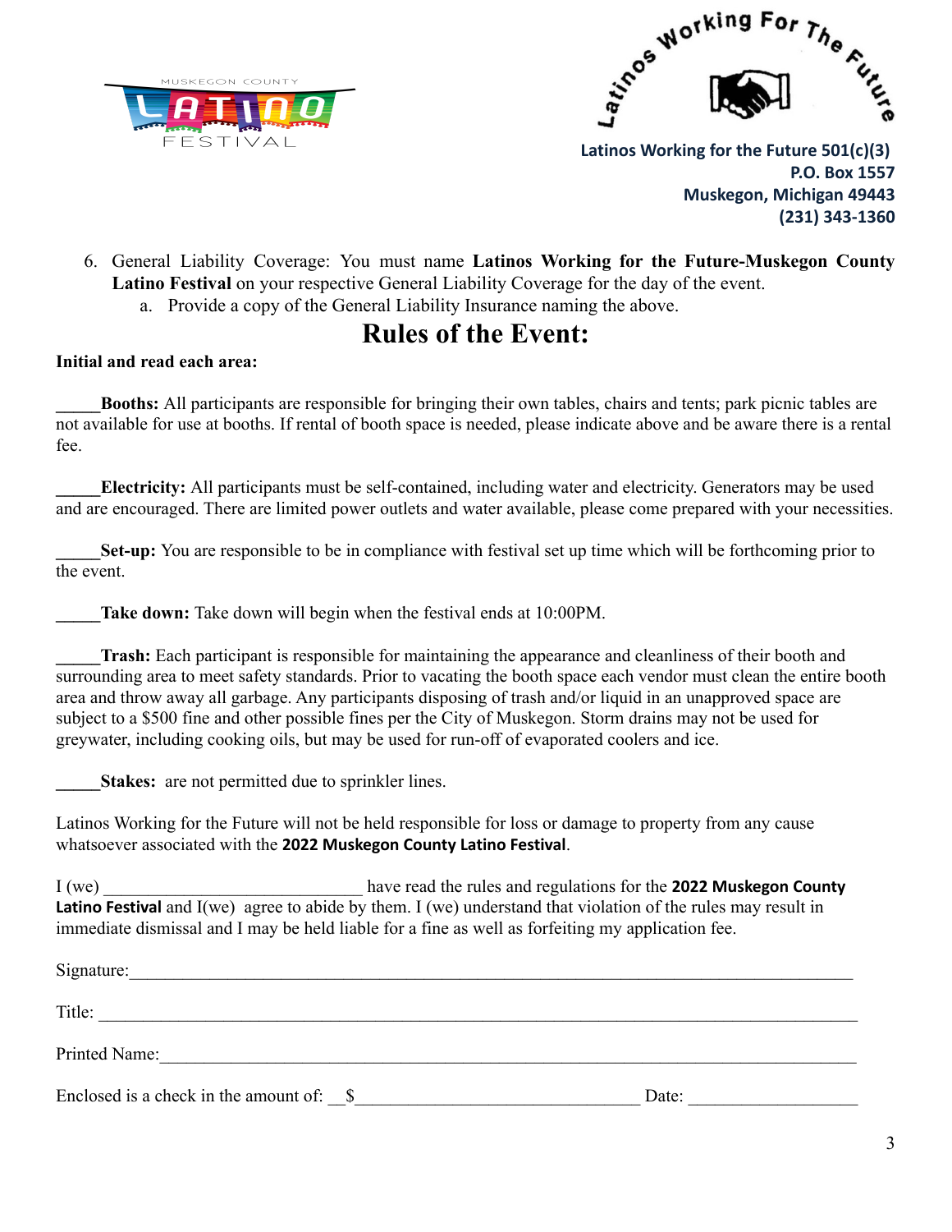Latinos Working for the Future 501(c)(3)
P.O. Box 1557
Muskegon, Michigan 49443
(231) 343-1360

6. General Liability Coverage: You must name **Latinos Working for the Future-Muskegon County Latino Festival** on your respective General Liability Coverage for the day of the event.
   a. Provide a copy of the General Liability Insurance naming the above.

# Rules of the Event:

**Initial and read each area:**

_____**Booths:** All participants are responsible for bringing their own tables, chairs and tents; park picnic tables are not available for use at booths. If rental of booth space is needed, please indicate above and be aware there is a rental fee.

_____**Electricity:** All participants must be self-contained, including water and electricity. Generators may be used and are encouraged. There are limited power outlets and water available, please come prepared with your necessities.

_____**Set-up:** You are responsible to be in compliance with festival set up time which will be forthcoming prior to the event.

_____**Take down:** Take down will begin when the festival ends at 10:00PM.

_____**Trash:** Each participant is responsible for maintaining the appearance and cleanliness of their booth and surrounding area to meet safety standards. Prior to vacating the booth space each vendor must clean the entire booth area and throw away all garbage. Any participants disposing of trash and/or liquid in an unapproved space are subject to a $500 fine and other possible fines per the City of Muskegon. Storm drains may not be used for greywater, including cooking oils, but may be used for run-off of evaporated coolers and ice.

_____**Stakes:** are not permitted due to sprinkler lines.

Latinos Working for the Future will not be held responsible for loss or damage to property from any cause whatsoever associated with the **2022 Muskegon County Latino Festival**.

I (we) ____________________________ have read the rules and regulations for the **2022 Muskegon County Latino Festival** and I(we) agree to abide by them. I (we) understand that violation of the rules may result in immediate dismissal and I may be held liable for a fine as well as forfeiting my application fee.

Signature:_______________________________________________________________________________

Title: __________________________________________________________________________________

Printed Name:___________________________________________________________________________

Enclosed is a check in the amount of: __$______________________________ Date: __________________